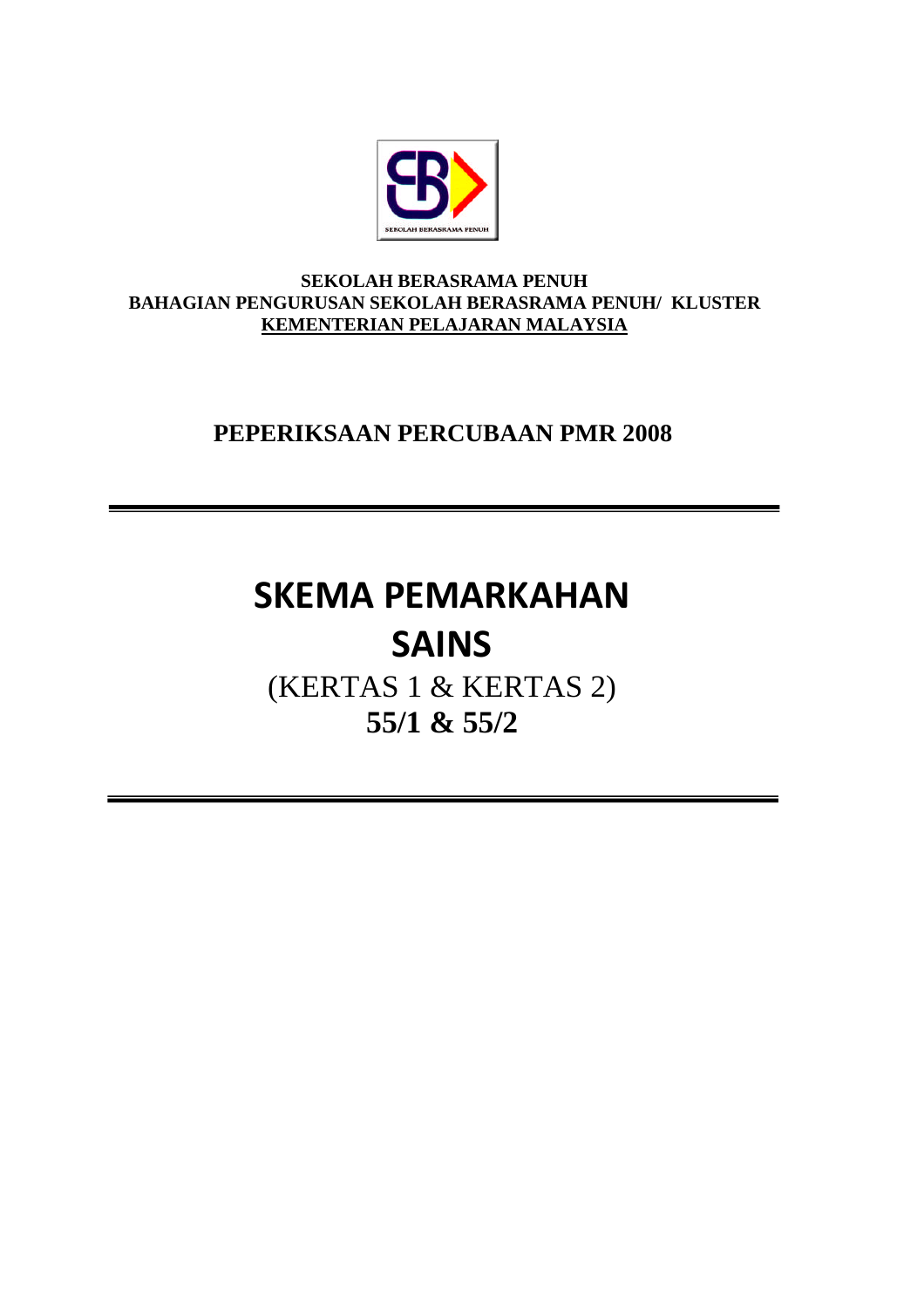**SEKOLAH BERASRAMA PENUH**
**BAHAGIAN PENGURUSAN SEKOLAH BERASRAMA PENUH/ KLUSTER**
**KEMENTERIAN PELAJARAN MALAYSIA**

## PEPERIKSAAN PERCUBAAN PMR 2008

# SKEMA PEMARKAHAN
# SAINS

(KERTAS 1 & KERTAS 2)

**55/1 & 55/2**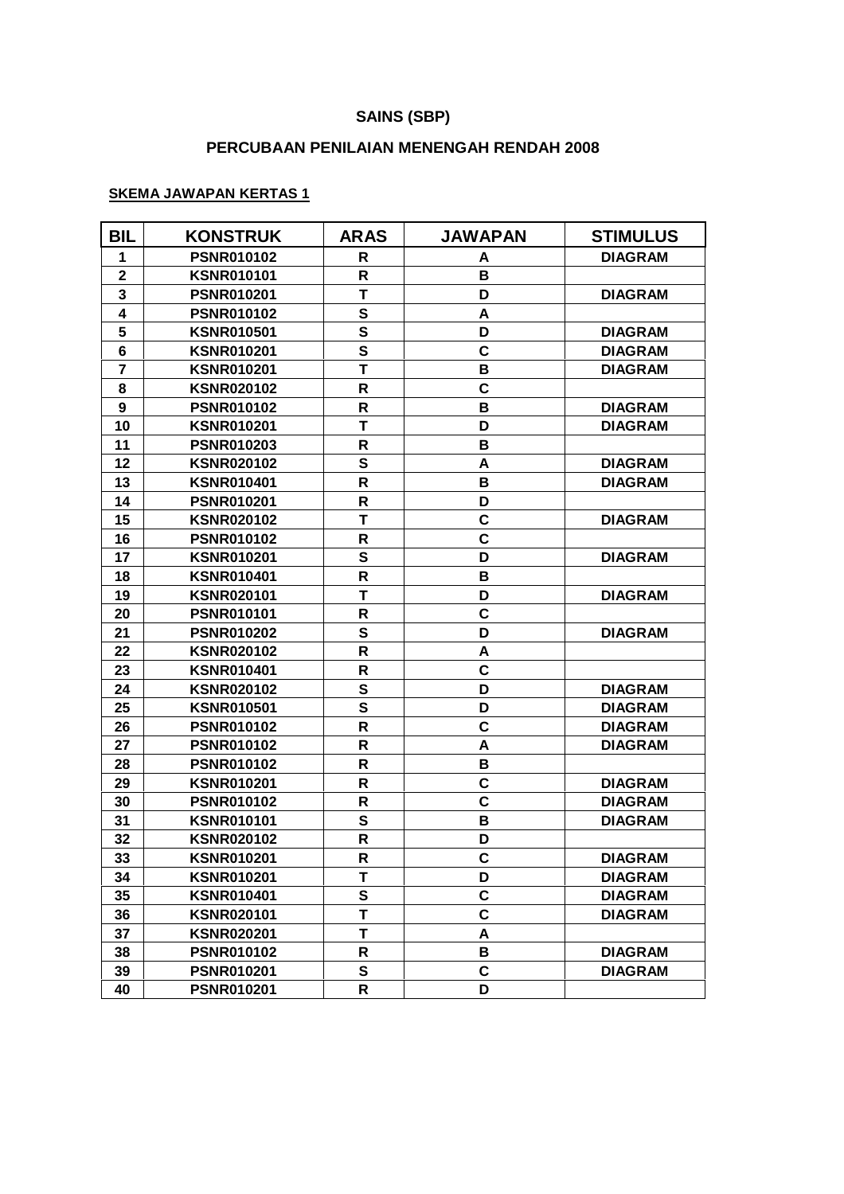# SAINS (SBP)

## PERCUBAAN PENILAIAN MENENGAH RENDAH 2008

**SKEMA JAWAPAN KERTAS 1**

| BIL | KONSTRUK | ARAS | JAWAPAN | STIMULUS |
|---|---|---|---|---|
| 1 | PSNR010102 | R | A | DIAGRAM |
| 2 | KSNR010101 | R | B | |
| 3 | PSNR010201 | T | D | DIAGRAM |
| 4 | PSNR010102 | S | A | |
| 5 | KSNR010501 | S | D | DIAGRAM |
| 6 | KSNR010201 | S | C | DIAGRAM |
| 7 | KSNR010201 | T | B | DIAGRAM |
| 8 | KSNR020102 | R | C | |
| 9 | PSNR010102 | R | B | DIAGRAM |
| 10 | KSNR010201 | T | D | DIAGRAM |
| 11 | PSNR010203 | R | B | |
| 12 | KSNR020102 | S | A | DIAGRAM |
| 13 | KSNR010401 | R | B | DIAGRAM |
| 14 | PSNR010201 | R | D | |
| 15 | KSNR020102 | T | C | DIAGRAM |
| 16 | PSNR010102 | R | C | |
| 17 | KSNR010201 | S | D | DIAGRAM |
| 18 | KSNR010401 | R | B | |
| 19 | KSNR020101 | T | D | DIAGRAM |
| 20 | PSNR010101 | R | C | |
| 21 | PSNR010202 | S | D | DIAGRAM |
| 22 | KSNR020102 | R | A | |
| 23 | KSNR010401 | R | C | |
| 24 | KSNR020102 | S | D | DIAGRAM |
| 25 | KSNR010501 | S | D | DIAGRAM |
| 26 | PSNR010102 | R | C | DIAGRAM |
| 27 | PSNR010102 | R | A | DIAGRAM |
| 28 | PSNR010102 | R | B | |
| 29 | KSNR010201 | R | C | DIAGRAM |
| 30 | PSNR010102 | R | C | DIAGRAM |
| 31 | KSNR010101 | S | B | DIAGRAM |
| 32 | KSNR020102 | R | D | |
| 33 | KSNR010201 | R | C | DIAGRAM |
| 34 | KSNR010201 | T | D | DIAGRAM |
| 35 | KSNR010401 | S | C | DIAGRAM |
| 36 | KSNR020101 | T | C | DIAGRAM |
| 37 | KSNR020201 | T | A | |
| 38 | PSNR010102 | R | B | DIAGRAM |
| 39 | PSNR010201 | S | C | DIAGRAM |
| 40 | PSNR010201 | R | D | |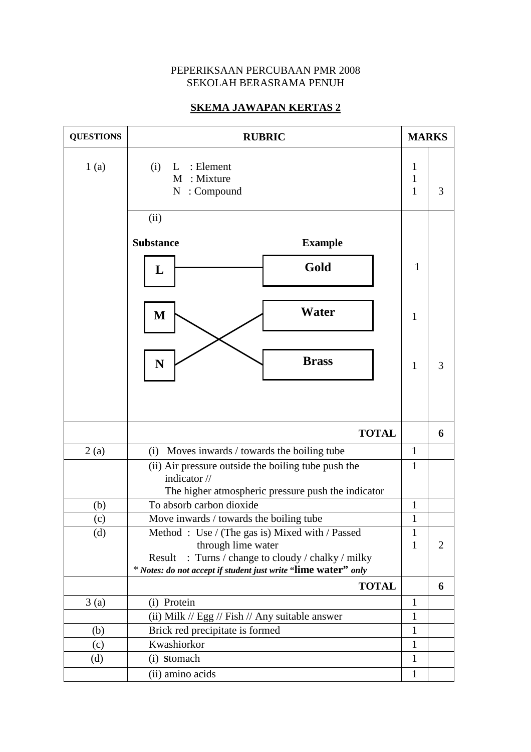PEPERIKSAAN PERCUBAAN PMR 2008
SEKOLAH BERASRAMA PENUH

**SKEMA JAWAPAN KERTAS 2**

| QUESTIONS | RUBRIC | MARKS | |
|---|---|---|---|
| 1 (a) | (i) L : Element<br>M : Mixture<br>N : Compound | 1<br>1<br>1 | 3 |
| | (ii)<br>**Substance** — **Example**<br>L — Gold<br>M — Brass<br>N — Water | 1<br>1<br>1 | 3 |
| | **TOTAL** | | **6** |
| 2 (a) | (i) Moves inwards / towards the boiling tube | 1 | |
| | (ii) Air pressure outside the boiling tube push the indicator //<br>The higher atmospheric pressure push the indicator | 1 | |
| (b) | To absorb carbon dioxide | 1 | |
| (c) | Move inwards / towards the boiling tube | 1 | |
| (d) | Method : Use / (The gas is) Mixed with / Passed through lime water<br>Result : Turns / change to cloudy / chalky / milky<br>* *Notes: do not accept if student just write* "**lime water**" *only* | 1<br>1 | 2 |
| | **TOTAL** | | **6** |
| 3 (a) | (i) Protein | 1 | |
| | (ii) Milk // Egg // Fish // Any suitable answer | 1 | |
| (b) | Brick red precipitate is formed | 1 | |
| (c) | Kwashiorkor | 1 | |
| (d) | (i) Stomach | 1 | |
| | (ii) amino acids | 1 | |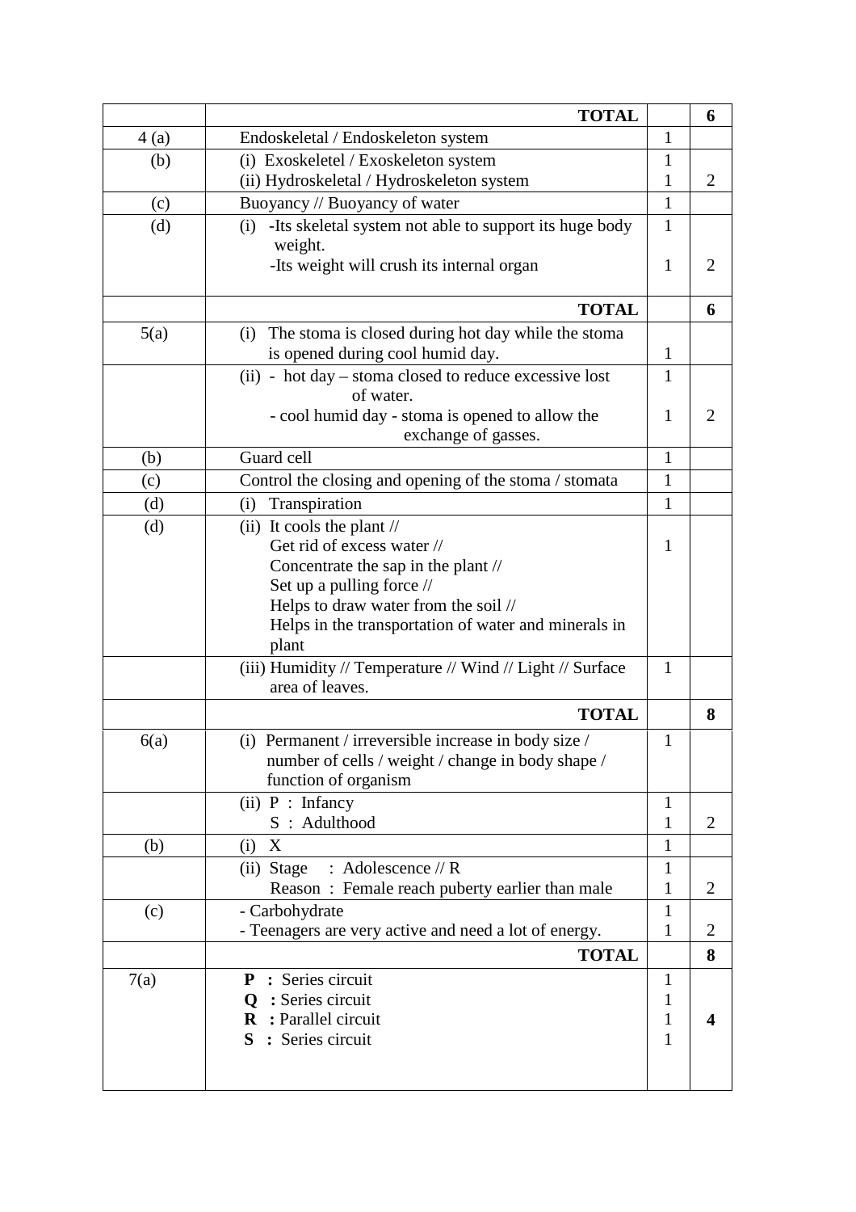| | | | |
|---|---|---|---|
| | **TOTAL** | | **6** |
| 4 (a) | Endoskeletal / Endoskeleton system | 1 | |
| (b) | (i) Exoskeletel / Exoskeleton system<br>(ii) Hydroskeletal / Hydroskeleton system | 1<br>1 | 2 |
| (c) | Buoyancy // Buoyancy of water | 1 | |
| (d) | (i) -Its skeletal system not able to support its huge body weight.<br>-Its weight will crush its internal organ | 1<br>1 | 2 |
| | **TOTAL** | | **6** |
| 5(a) | (i) The stoma is closed during hot day while the stoma is opened during cool humid day. | 1 | |
| | (ii) - hot day – stoma closed to reduce excessive lost of water.<br>- cool humid day - stoma is opened to allow the exchange of gasses. | 1<br>1 | 2 |
| (b) | Guard cell | 1 | |
| (c) | Control the closing and opening of the stoma / stomata | 1 | |
| (d) | (i) Transpiration | 1 | |
| (d) | (ii) It cools the plant //<br>Get rid of excess water //<br>Concentrate the sap in the plant //<br>Set up a pulling force //<br>Helps to draw water from the soil //<br>Helps in the transportation of water and minerals in plant | 1 | |
| | (iii) Humidity // Temperature // Wind // Light // Surface area of leaves. | 1 | |
| | **TOTAL** | | **8** |
| 6(a) | (i) Permanent / irreversible increase in body size / number of cells / weight / change in body shape / function of organism | 1 | |
| | (ii) P : Infancy<br>S : Adulthood | 1<br>1 | 2 |
| (b) | (i) X | 1 | |
| | (ii) Stage : Adolescence // R<br>Reason : Female reach puberty earlier than male | 1<br>1 | 2 |
| (c) | - Carbohydrate<br>- Teenagers are very active and need a lot of energy. | 1<br>1 | 2 |
| | **TOTAL** | | **8** |
| 7(a) | **P** : Series circuit<br>**Q** : Series circuit<br>**R** : Parallel circuit<br>**S** : Series circuit | 1<br>1<br>1<br>1 | **4** |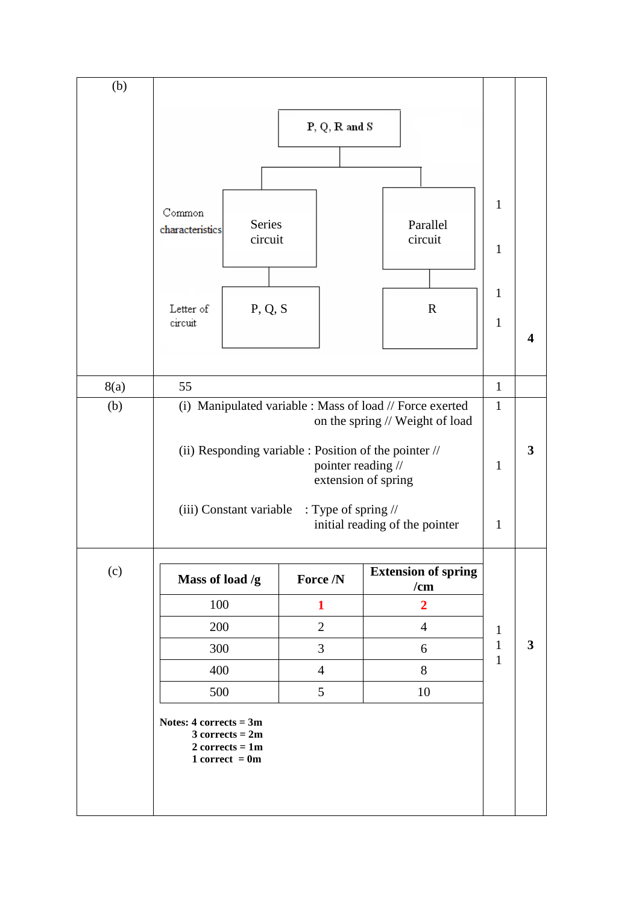| | | | |
|---|---|---|---|
| (b) | **P, Q, R and S**<br><br>Common characteristics: Series circuit / Parallel circuit<br><br>Letter of circuit: P, Q, S / R | 1<br>1<br>1<br>1 | **4** |
| 8(a) | 55 | 1 | |
| (b) | (i) Manipulated variable : Mass of load // Force exerted on the spring // Weight of load<br><br>(ii) Responding variable : Position of the pointer // pointer reading // extension of spring<br><br>(iii) Constant variable : Type of spring // initial reading of the pointer | 1<br><br>1<br><br>1 | **3** |
| (c) | See table below | 1<br>1<br>1 | **3** |

| Mass of load /g | Force /N | Extension of spring /cm |
|---|---|---|
| 100 | **1** | **2** |
| 200 | 2 | 4 |
| 300 | 3 | 6 |
| 400 | 4 | 8 |
| 500 | 5 | 10 |

**Notes: 4 corrects = 3m**
**3 corrects = 2m**
**2 corrects = 1m**
**1 correct = 0m**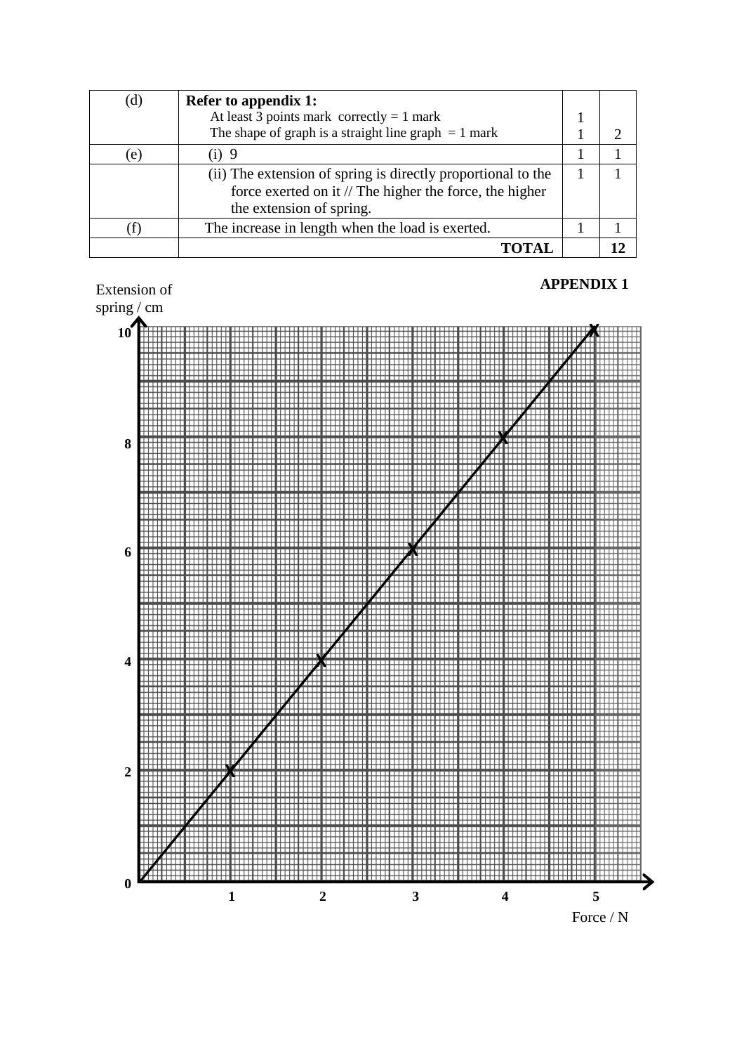| | | | |
|---|---|---|---|
| (d) | **Refer to appendix 1:**<br>At least 3 points mark correctly = 1 mark<br>The shape of graph is a straight line graph = 1 mark | 1<br>1 | 2 |
| (e) | (i) 9 | 1 | 1 |
| | (ii) The extension of spring is directly proportional to the force exerted on it // The higher the force, the higher the extension of spring. | 1 | 1 |
| (f) | The increase in length when the load is exerted. | 1 | 1 |
| | **TOTAL** | | **12** |

**APPENDIX 1**

Extension of spring / cm

10

8

6

4

2

0

1 2 3 4 5

Force / N